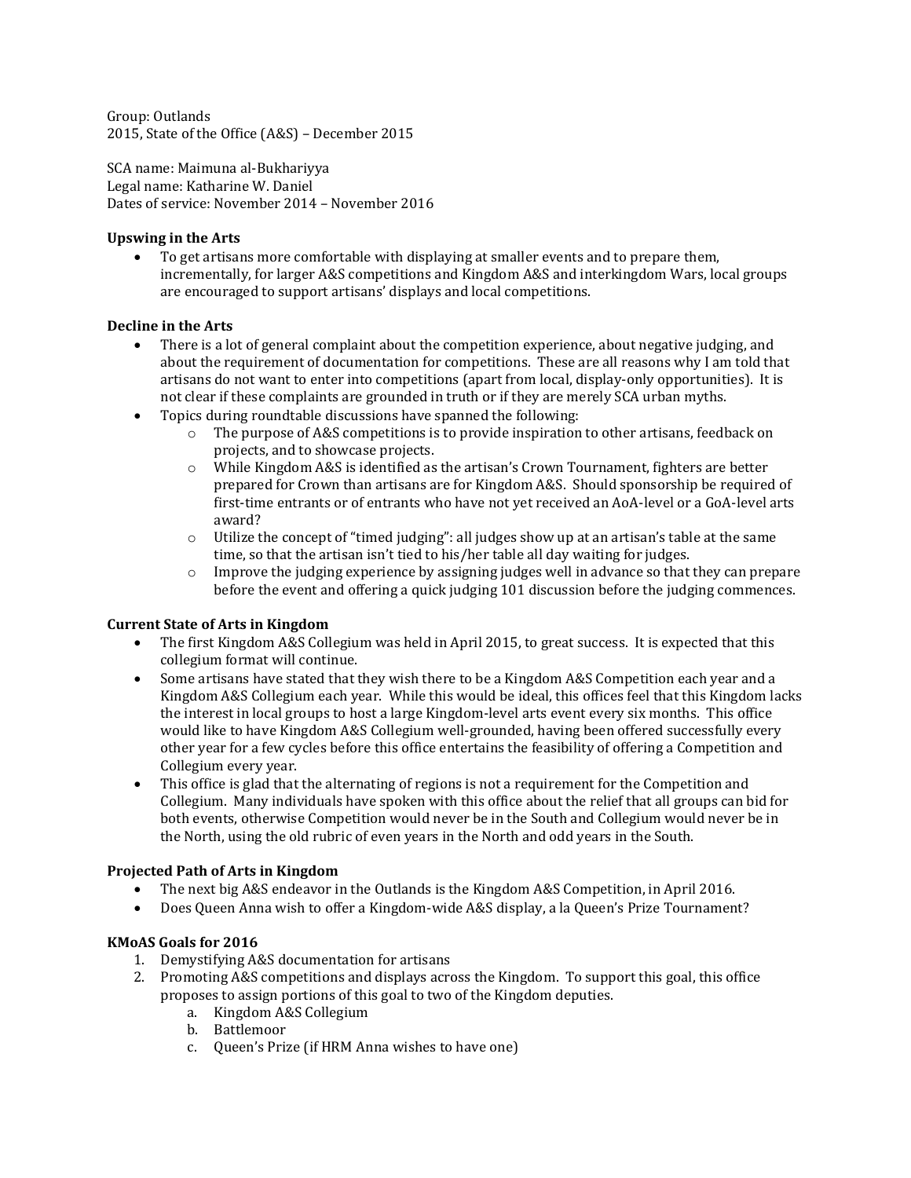Group: Outlands
2015, State of the Office (A&S) – December 2015

SCA name: Maimuna al-Bukhariyya
Legal name: Katharine W. Daniel
Dates of service: November 2014 – November 2016

**Upswing in the Arts**

- To get artisans more comfortable with displaying at smaller events and to prepare them, incrementally, for larger A&S competitions and Kingdom A&S and interkingdom Wars, local groups are encouraged to support artisans' displays and local competitions.

**Decline in the Arts**

- There is a lot of general complaint about the competition experience, about negative judging, and about the requirement of documentation for competitions. These are all reasons why I am told that artisans do not want to enter into competitions (apart from local, display-only opportunities). It is not clear if these complaints are grounded in truth or if they are merely SCA urban myths.
- Topics during roundtable discussions have spanned the following:
    - The purpose of A&S competitions is to provide inspiration to other artisans, feedback on projects, and to showcase projects.
    - While Kingdom A&S is identified as the artisan's Crown Tournament, fighters are better prepared for Crown than artisans are for Kingdom A&S. Should sponsorship be required of first-time entrants or of entrants who have not yet received an AoA-level or a GoA-level arts award?
    - Utilize the concept of "timed judging": all judges show up at an artisan's table at the same time, so that the artisan isn't tied to his/her table all day waiting for judges.
    - Improve the judging experience by assigning judges well in advance so that they can prepare before the event and offering a quick judging 101 discussion before the judging commences.

**Current State of Arts in Kingdom**

- The first Kingdom A&S Collegium was held in April 2015, to great success. It is expected that this collegium format will continue.
- Some artisans have stated that they wish there to be a Kingdom A&S Competition each year and a Kingdom A&S Collegium each year. While this would be ideal, this offices feel that this Kingdom lacks the interest in local groups to host a large Kingdom-level arts event every six months. This office would like to have Kingdom A&S Collegium well-grounded, having been offered successfully every other year for a few cycles before this office entertains the feasibility of offering a Competition and Collegium every year.
- This office is glad that the alternating of regions is not a requirement for the Competition and Collegium. Many individuals have spoken with this office about the relief that all groups can bid for both events, otherwise Competition would never be in the South and Collegium would never be in the North, using the old rubric of even years in the North and odd years in the South.

**Projected Path of Arts in Kingdom**

- The next big A&S endeavor in the Outlands is the Kingdom A&S Competition, in April 2016.
- Does Queen Anna wish to offer a Kingdom-wide A&S display, a la Queen's Prize Tournament?

**KMoAS Goals for 2016**

1. Demystifying A&S documentation for artisans
2. Promoting A&S competitions and displays across the Kingdom. To support this goal, this office proposes to assign portions of this goal to two of the Kingdom deputies.
    a. Kingdom A&S Collegium
    b. Battlemoor
    c. Queen's Prize (if HRM Anna wishes to have one)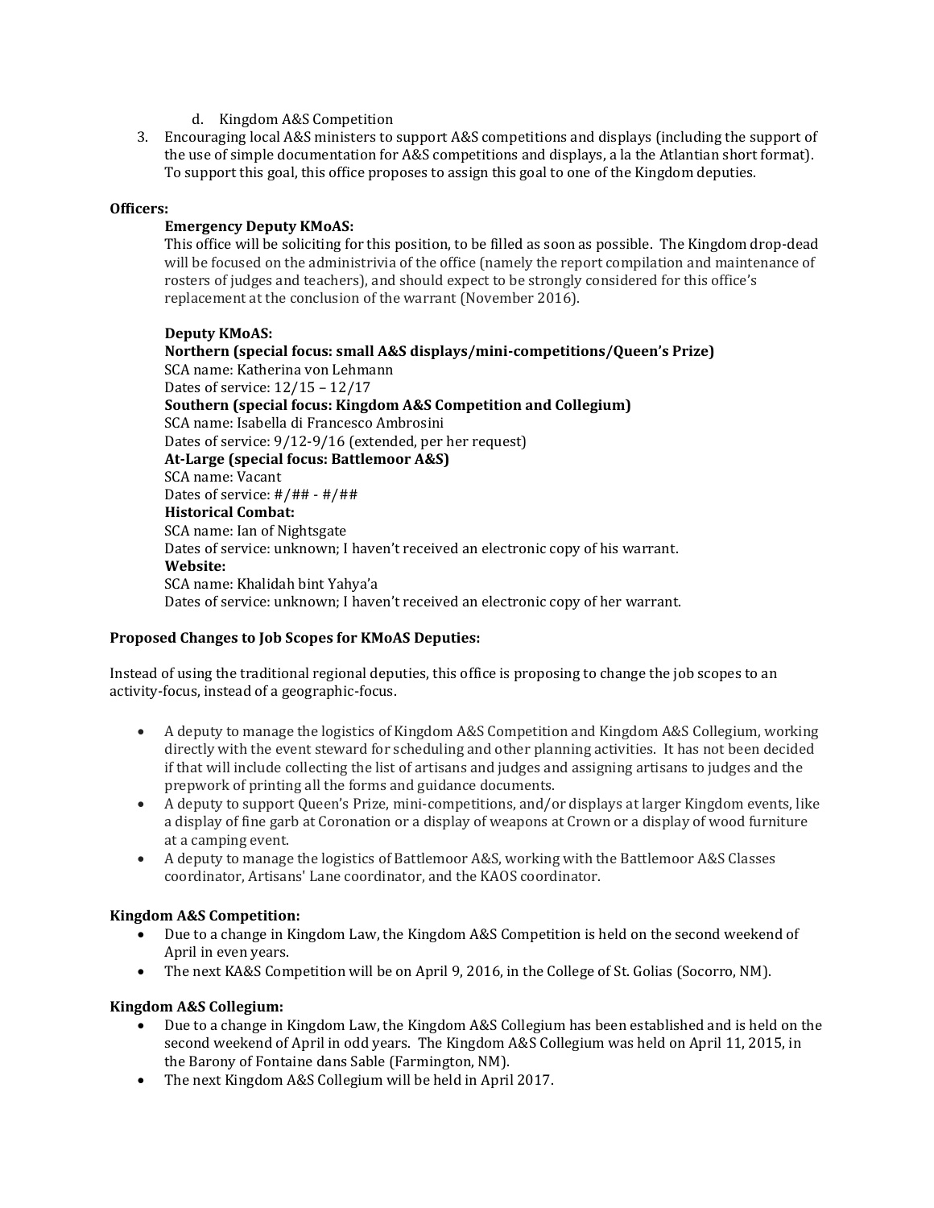d. Kingdom A&S Competition

3. Encouraging local A&S ministers to support A&S competitions and displays (including the support of the use of simple documentation for A&S competitions and displays, a la the Atlantian short format). To support this goal, this office proposes to assign this goal to one of the Kingdom deputies.

**Officers:**

**Emergency Deputy KMoAS:**

This office will be soliciting for this position, to be filled as soon as possible. The Kingdom drop-dead will be focused on the administrivia of the office (namely the report compilation and maintenance of rosters of judges and teachers), and should expect to be strongly considered for this office's replacement at the conclusion of the warrant (November 2016).

**Deputy KMoAS:**

**Northern (special focus: small A&S displays/mini-competitions/Queen's Prize)**
SCA name: Katherina von Lehmann
Dates of service: 12/15 – 12/17

**Southern (special focus: Kingdom A&S Competition and Collegium)**
SCA name: Isabella di Francesco Ambrosini
Dates of service: 9/12-9/16 (extended, per her request)

**At-Large (special focus: Battlemoor A&S)**
SCA name: Vacant
Dates of service: #/## - #/##

**Historical Combat:**
SCA name: Ian of Nightsgate
Dates of service: unknown; I haven't received an electronic copy of his warrant.

**Website:**
SCA name: Khalidah bint Yahya'a
Dates of service: unknown; I haven't received an electronic copy of her warrant.

**Proposed Changes to Job Scopes for KMoAS Deputies:**

Instead of using the traditional regional deputies, this office is proposing to change the job scopes to an activity-focus, instead of a geographic-focus.

- A deputy to manage the logistics of Kingdom A&S Competition and Kingdom A&S Collegium, working directly with the event steward for scheduling and other planning activities. It has not been decided if that will include collecting the list of artisans and judges and assigning artisans to judges and the prepwork of printing all the forms and guidance documents.
- A deputy to support Queen's Prize, mini-competitions, and/or displays at larger Kingdom events, like a display of fine garb at Coronation or a display of weapons at Crown or a display of wood furniture at a camping event.
- A deputy to manage the logistics of Battlemoor A&S, working with the Battlemoor A&S Classes coordinator, Artisans' Lane coordinator, and the KAOS coordinator.

**Kingdom A&S Competition:**

- Due to a change in Kingdom Law, the Kingdom A&S Competition is held on the second weekend of April in even years.
- The next KA&S Competition will be on April 9, 2016, in the College of St. Golias (Socorro, NM).

**Kingdom A&S Collegium:**

- Due to a change in Kingdom Law, the Kingdom A&S Collegium has been established and is held on the second weekend of April in odd years. The Kingdom A&S Collegium was held on April 11, 2015, in the Barony of Fontaine dans Sable (Farmington, NM).
- The next Kingdom A&S Collegium will be held in April 2017.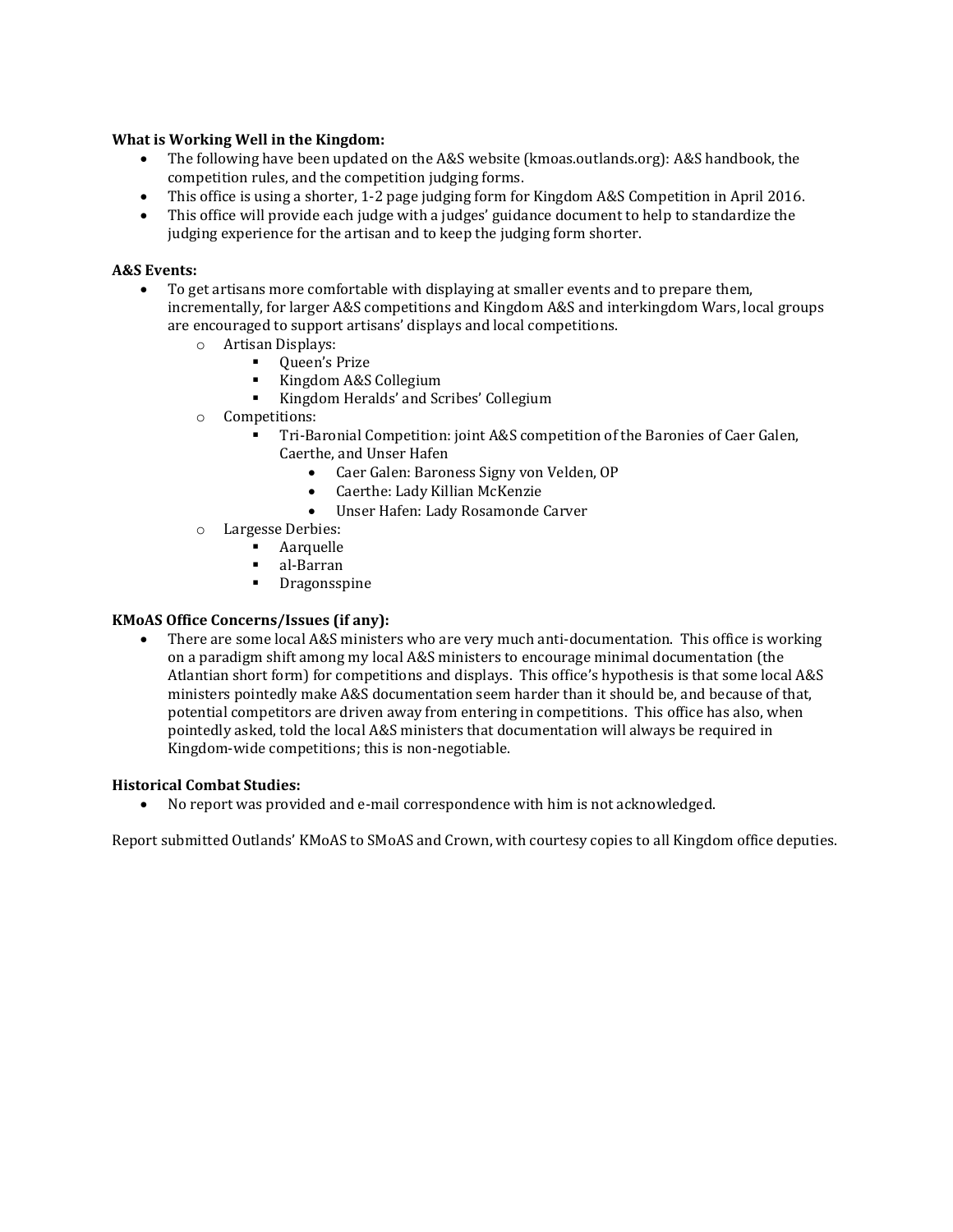**What is Working Well in the Kingdom:**

- The following have been updated on the A&S website (kmoas.outlands.org): A&S handbook, the competition rules, and the competition judging forms.
- This office is using a shorter, 1-2 page judging form for Kingdom A&S Competition in April 2016.
- This office will provide each judge with a judges' guidance document to help to standardize the judging experience for the artisan and to keep the judging form shorter.

**A&S Events:**

- To get artisans more comfortable with displaying at smaller events and to prepare them, incrementally, for larger A&S competitions and Kingdom A&S and interkingdom Wars, local groups are encouraged to support artisans' displays and local competitions.
  - Artisan Displays:
    - Queen's Prize
    - Kingdom A&S Collegium
    - Kingdom Heralds' and Scribes' Collegium
  - Competitions:
    - Tri-Baronial Competition: joint A&S competition of the Baronies of Caer Galen, Caerthe, and Unser Hafen
      - Caer Galen: Baroness Signy von Velden, OP
      - Caerthe: Lady Killian McKenzie
      - Unser Hafen: Lady Rosamonde Carver
  - Largesse Derbies:
    - Aarquelle
    - al-Barran
    - Dragonsspine

**KMoAS Office Concerns/Issues (if any):**

- There are some local A&S ministers who are very much anti-documentation. This office is working on a paradigm shift among my local A&S ministers to encourage minimal documentation (the Atlantian short form) for competitions and displays. This office's hypothesis is that some local A&S ministers pointedly make A&S documentation seem harder than it should be, and because of that, potential competitors are driven away from entering in competitions. This office has also, when pointedly asked, told the local A&S ministers that documentation will always be required in Kingdom-wide competitions; this is non-negotiable.

**Historical Combat Studies:**

- No report was provided and e-mail correspondence with him is not acknowledged.

Report submitted Outlands' KMoAS to SMoAS and Crown, with courtesy copies to all Kingdom office deputies.